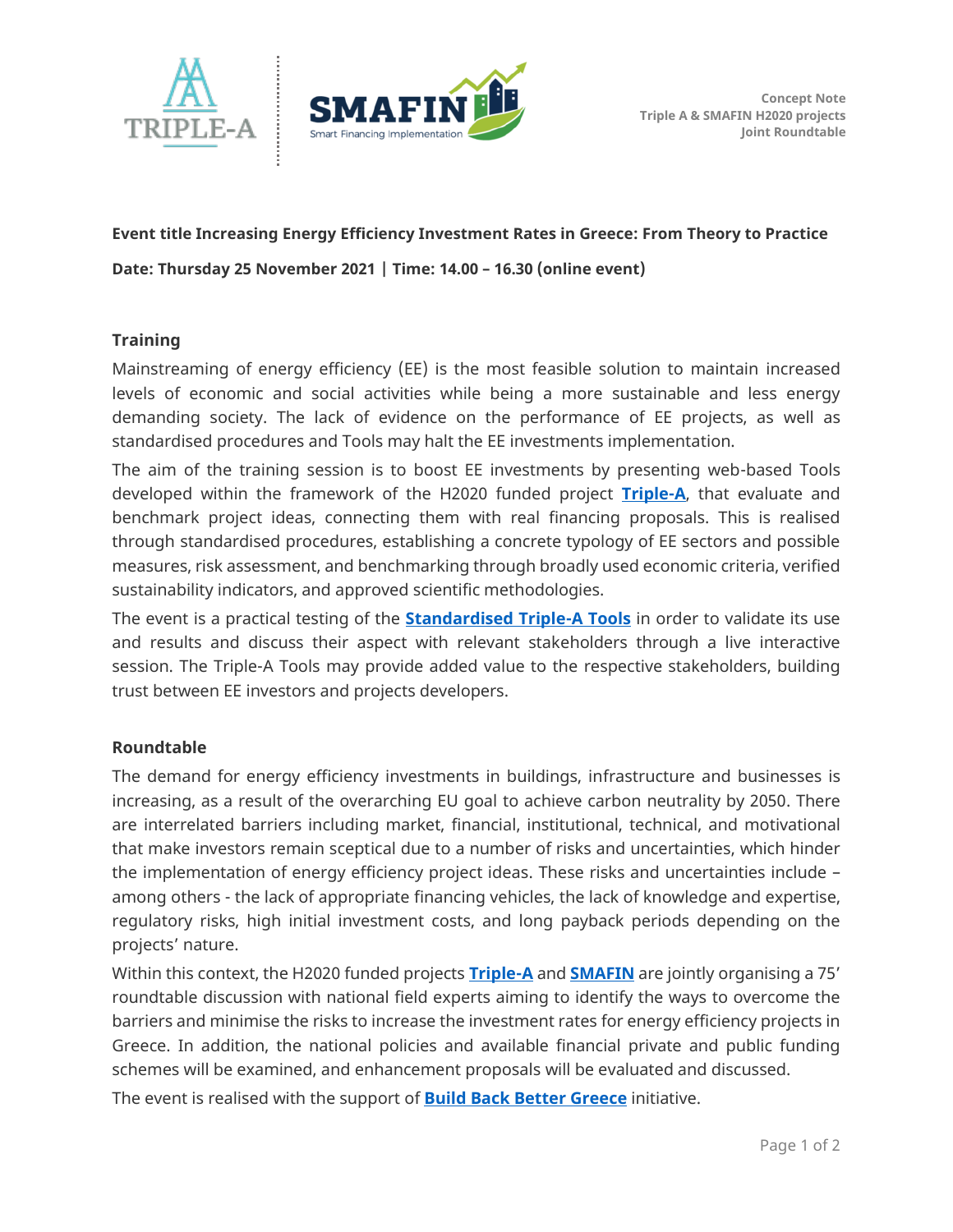Concept Note
Triple A & SMAFIN H2020 projects
Joint Roundtable

**Event title Increasing Energy Efficiency Investment Rates in Greece: From Theory to Practice**

**Date: Thursday 25 November 2021 | Time: 14.00 – 16.30 (online event)**

## Training

Mainstreaming of energy efficiency (EE) is the most feasible solution to maintain increased levels of economic and social activities while being a more sustainable and less energy demanding society. The lack of evidence on the performance of EE projects, as well as standardised procedures and Tools may halt the EE investments implementation.

The aim of the training session is to boost EE investments by presenting web-based Tools developed within the framework of the H2020 funded project **Triple-A**, that evaluate and benchmark project ideas, connecting them with real financing proposals. This is realised through standardised procedures, establishing a concrete typology of EE sectors and possible measures, risk assessment, and benchmarking through broadly used economic criteria, verified sustainability indicators, and approved scientific methodologies.

The event is a practical testing of the **Standardised Triple-A Tools** in order to validate its use and results and discuss their aspect with relevant stakeholders through a live interactive session. The Triple-A Tools may provide added value to the respective stakeholders, building trust between EE investors and projects developers.

## Roundtable

The demand for energy efficiency investments in buildings, infrastructure and businesses is increasing, as a result of the overarching EU goal to achieve carbon neutrality by 2050. There are interrelated barriers including market, financial, institutional, technical, and motivational that make investors remain sceptical due to a number of risks and uncertainties, which hinder the implementation of energy efficiency project ideas. These risks and uncertainties include – among others - the lack of appropriate financing vehicles, the lack of knowledge and expertise, regulatory risks, high initial investment costs, and long payback periods depending on the projects' nature.

Within this context, the H2020 funded projects **Triple-A** and **SMAFIN** are jointly organising a 75' roundtable discussion with national field experts aiming to identify the ways to overcome the barriers and minimise the risks to increase the investment rates for energy efficiency projects in Greece. In addition, the national policies and available financial private and public funding schemes will be examined, and enhancement proposals will be evaluated and discussed.

The event is realised with the support of **Build Back Better Greece** initiative.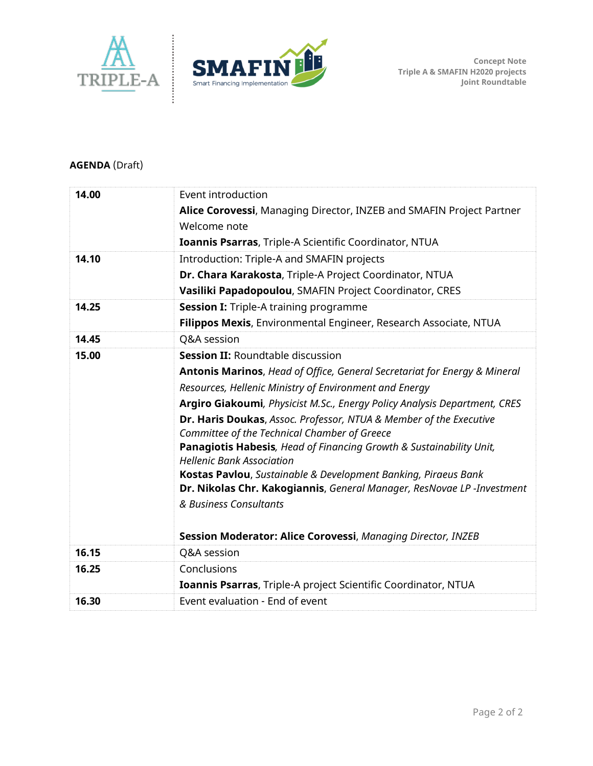**AGENDA** (Draft)

| | |
|---|---|
| **14.00** | Event introduction<br>**Alice Corovessi**, Managing Director, INZEB and SMAFIN Project Partner<br>Welcome note<br>**Ioannis Psarras**, Triple-A Scientific Coordinator, NTUA |
| **14.10** | Introduction: Triple-A and SMAFIN projects<br>**Dr. Chara Karakosta**, Triple-A Project Coordinator, NTUA<br>**Vasiliki Papadopoulou**, SMAFIN Project Coordinator, CRES |
| **14.25** | **Session I:** Triple-A training programme<br>**Filippos Mexis**, Environmental Engineer, Research Associate, NTUA |
| **14.45** | Q&A session |
| **15.00** | **Session II:** Roundtable discussion<br>**Antonis Marinos**, *Head of Office, General Secretariat for Energy & Mineral Resources, Hellenic Ministry of Environment and Energy*<br>**Argiro Giakoumi**, *Physicist M.Sc., Energy Policy Analysis Department, CRES*<br>**Dr. Haris Doukas**, *Assoc. Professor, NTUA & Member of the Executive Committee of the Technical Chamber of Greece*<br>**Panagiotis Habesis**, *Head of Financing Growth & Sustainability Unit, Hellenic Bank Association*<br>**Kostas Pavlou**, *Sustainable & Development Banking, Piraeus Bank*<br>**Dr. Nikolas Chr. Kakogiannis**, *General Manager, ResNovae LP -Investment & Business Consultants*<br><br>**Session Moderator: Alice Corovessi**, *Managing Director, INZEB* |
| **16.15** | Q&A session |
| **16.25** | Conclusions<br>**Ioannis Psarras**, Triple-A project Scientific Coordinator, NTUA |
| **16.30** | Event evaluation - End of event |